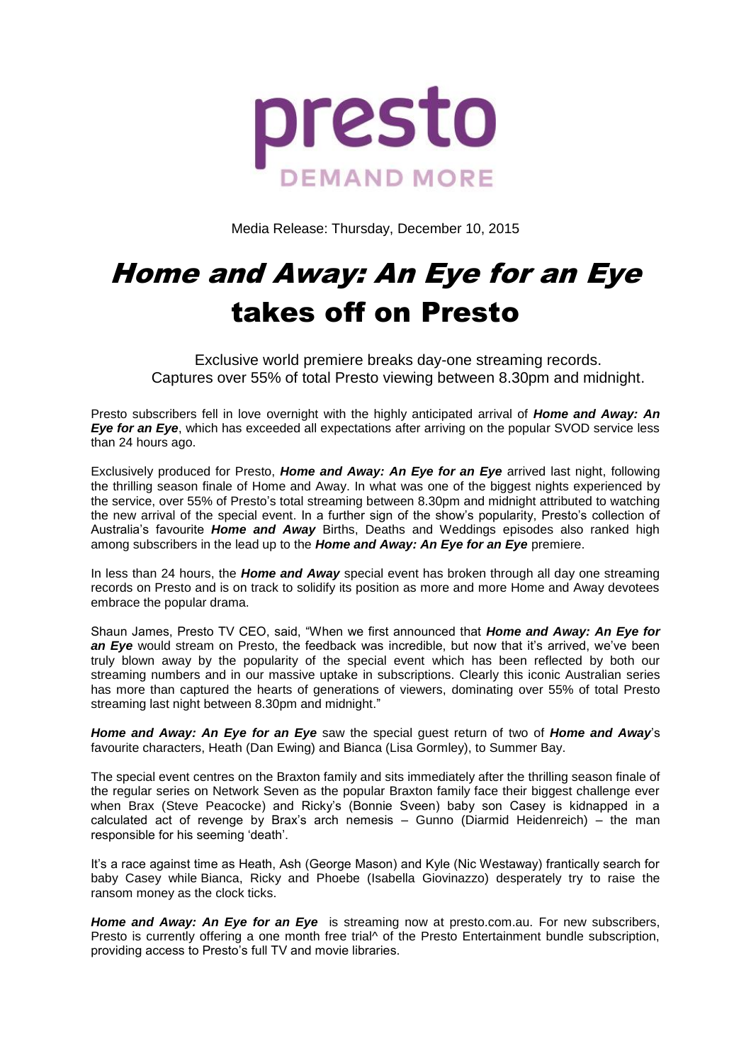presto

DEMAND MORE

Media Release: Thursday, December 10, 2015

# Home and Away: An Eye for an Eye takes off on Presto

Exclusive world premiere breaks day-one streaming records.
Captures over 55% of total Presto viewing between 8.30pm and midnight.

Presto subscribers fell in love overnight with the highly anticipated arrival of ***Home and Away: An Eye for an Eye***, which has exceeded all expectations after arriving on the popular SVOD service less than 24 hours ago.

Exclusively produced for Presto, ***Home and Away: An Eye for an Eye*** arrived last night, following the thrilling season finale of Home and Away. In what was one of the biggest nights experienced by the service, over 55% of Presto's total streaming between 8.30pm and midnight attributed to watching the new arrival of the special event. In a further sign of the show's popularity, Presto's collection of Australia's favourite ***Home and Away*** Births, Deaths and Weddings episodes also ranked high among subscribers in the lead up to the ***Home and Away: An Eye for an Eye*** premiere.

In less than 24 hours, the ***Home and Away*** special event has broken through all day one streaming records on Presto and is on track to solidify its position as more and more Home and Away devotees embrace the popular drama.

Shaun James, Presto TV CEO, said, "When we first announced that ***Home and Away: An Eye for an Eye*** would stream on Presto, the feedback was incredible, but now that it's arrived, we've been truly blown away by the popularity of the special event which has been reflected by both our streaming numbers and in our massive uptake in subscriptions. Clearly this iconic Australian series has more than captured the hearts of generations of viewers, dominating over 55% of total Presto streaming last night between 8.30pm and midnight."

***Home and Away: An Eye for an Eye*** saw the special guest return of two of ***Home and Away***'s favourite characters, Heath (Dan Ewing) and Bianca (Lisa Gormley), to Summer Bay.

The special event centres on the Braxton family and sits immediately after the thrilling season finale of the regular series on Network Seven as the popular Braxton family face their biggest challenge ever when Brax (Steve Peacocke) and Ricky's (Bonnie Sveen) baby son Casey is kidnapped in a calculated act of revenge by Brax's arch nemesis – Gunno (Diarmid Heidenreich) – the man responsible for his seeming 'death'.

It's a race against time as Heath, Ash (George Mason) and Kyle (Nic Westaway) frantically search for baby Casey while Bianca, Ricky and Phoebe (Isabella Giovinazzo) desperately try to raise the ransom money as the clock ticks.

***Home and Away: An Eye for an Eye*** is streaming now at presto.com.au. For new subscribers, Presto is currently offering a one month free trial^ of the Presto Entertainment bundle subscription, providing access to Presto's full TV and movie libraries.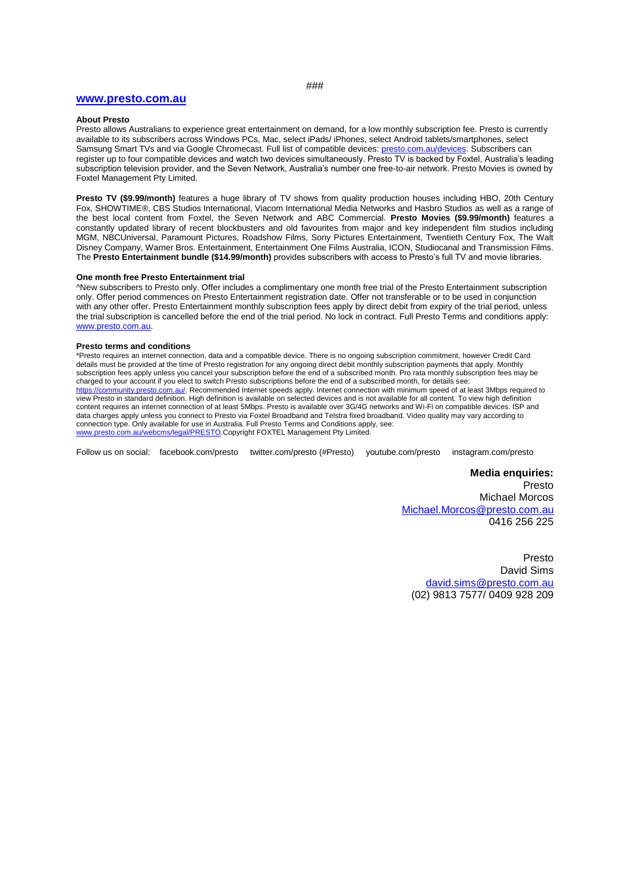###

**www.presto.com.au**

**About Presto**

Presto allows Australians to experience great entertainment on demand, for a low monthly subscription fee. Presto is currently available to its subscribers across Windows PCs, Mac, select iPads/ iPhones, select Android tablets/smartphones, select Samsung Smart TVs and via Google Chromecast. Full list of compatible devices: presto.com.au/devices. Subscribers can register up to four compatible devices and watch two devices simultaneously. Presto TV is backed by Foxtel, Australia's leading subscription television provider, and the Seven Network, Australia's number one free-to-air network. Presto Movies is owned by Foxtel Management Pty Limited.

**Presto TV ($9.99/month)** features a huge library of TV shows from quality production houses including HBO, 20th Century Fox, SHOWTIME®, CBS Studios International, Viacom International Media Networks and Hasbro Studios as well as a range of the best local content from Foxtel, the Seven Network and ABC Commercial. **Presto Movies ($9.99/month)** features a constantly updated library of recent blockbusters and old favourites from major and key independent film studios including MGM, NBCUniversal, Paramount Pictures, Roadshow Films, Sony Pictures Entertainment, Twentieth Century Fox, The Walt Disney Company, Warner Bros. Entertainment, Entertainment One Films Australia, ICON, Studiocanal and Transmission Films. The **Presto Entertainment bundle ($14.99/month)** provides subscribers with access to Presto's full TV and movie libraries.

**One month free Presto Entertainment trial**

^New subscribers to Presto only. Offer includes a complimentary one month free trial of the Presto Entertainment subscription only. Offer period commences on Presto Entertainment registration date. Offer not transferable or to be used in conjunction with any other offer. Presto Entertainment monthly subscription fees apply by direct debit from expiry of the trial period, unless the trial subscription is cancelled before the end of the trial period. No lock in contract. Full Presto Terms and conditions apply: www.presto.com.au.

**Presto terms and conditions**

*Presto requires an internet connection, data and a compatible device. There is no ongoing subscription commitment, however Credit Card details must be provided at the time of Presto registration for any ongoing direct debit monthly subscription payments that apply. Monthly subscription fees apply unless you cancel your subscription before the end of a subscribed month. Pro rata monthly subscription fees may be charged to your account if you elect to switch Presto subscriptions before the end of a subscribed month, for details see: https://community.presto.com.au/. Recommended Internet speeds apply. Internet connection with minimum speed of at least 3Mbps required to view Presto in standard definition. High definition is available on selected devices and is not available for all content. To view high definition content requires an internet connection of at least 5Mbps. Presto is available over 3G/4G networks and Wi-Fi on compatible devices. ISP and data charges apply unless you connect to Presto via Foxtel Broadband and Telstra fixed broadband. Video quality may vary according to connection type. Only available for use in Australia. Full Presto Terms and Conditions apply, see: www.presto.com.au/webcms/legal/PRESTO.Copyright FOXTEL Management Pty Limited.

Follow us on social: facebook.com/presto twitter.com/presto (#Presto) youtube.com/presto instagram.com/presto

**Media enquiries:**

Presto
Michael Morcos
Michael.Morcos@presto.com.au
0416 256 225

Presto
David Sims
david.sims@presto.com.au
(02) 9813 7577/ 0409 928 209